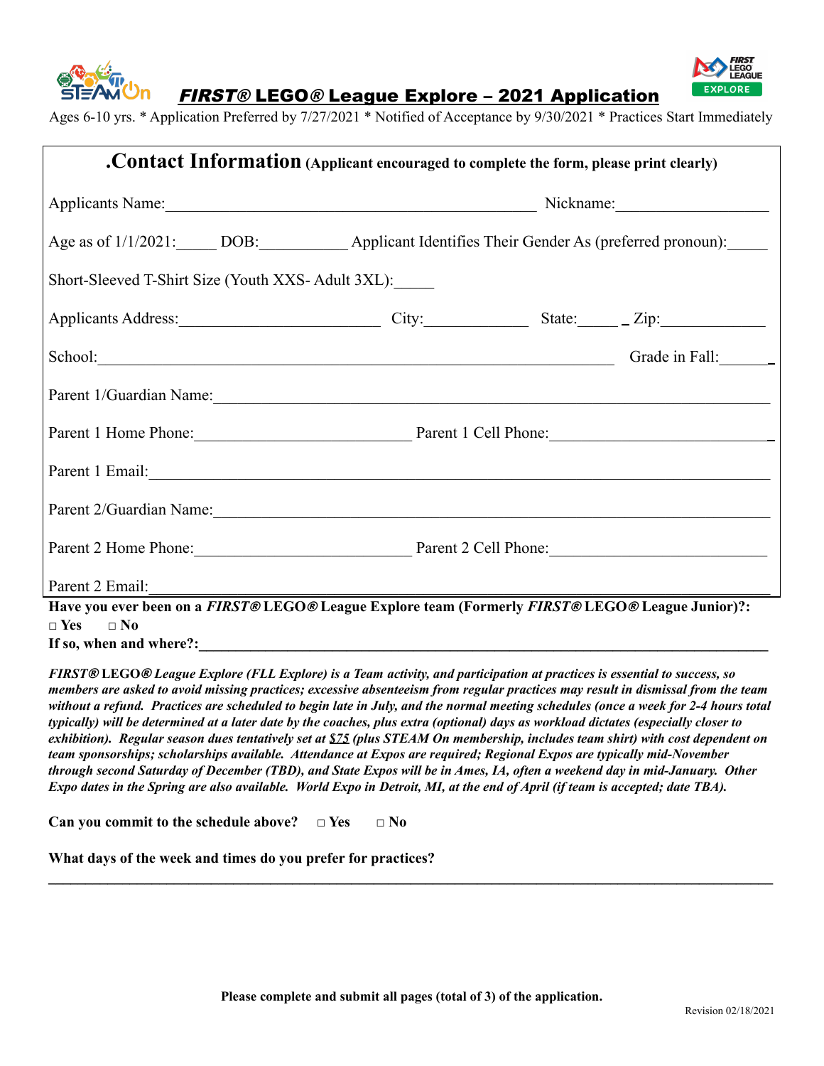# ***FIRST®* LEGO® League Explore – 2021 Application**

Ages 6-10 yrs. * Application Preferred by 7/27/2021 * Notified of Acceptance by 9/30/2021 * Practices Start Immediately

## .Contact Information **(Applicant encouraged to complete the form, please print clearly)**

Applicants Name:_____________________________________________ Nickname:__________________

Age as of 1/1/2021:_____ DOB:___________ Applicant Identifies Their Gender As (preferred pronoun):_____

Short-Sleeved T-Shirt Size (Youth XXS- Adult 3XL):_____

Applicants Address:________________________ City:_____________ State:_____ _ Zip:_____________

School:______________________________________________________________ Grade in Fall:______

Parent 1/Guardian Name:________________________________________________________________

Parent 1 Home Phone:___________________________ Parent 1 Cell Phone:___________________________

Parent 1 Email:_________________________________________________________________________

Parent 2/Guardian Name:________________________________________________________________

Parent 2 Home Phone:___________________________ Parent 2 Cell Phone:__________________________

Parent 2 Email:_________________________________________________________________________

**Have you ever been on a *FIRST®* LEGO® League Explore team (Formerly *FIRST®* LEGO® League Junior)?:**
**□ Yes □ No**
**If so, when and where?:**___________________________________________________________________

***FIRST®* LEGO® *League Explore (FLL Explore) is a Team activity, and participation at practices is essential to success, so members are asked to avoid missing practices; excessive absenteeism from regular practices may result in dismissal from the team without a refund. Practices are scheduled to begin late in July, and the normal meeting schedules (once a week for 2-4 hours total typically) will be determined at a later date by the coaches, plus extra (optional) days as workload dictates (especially closer to exhibition). Regular season dues tentatively set at $75 (plus STEAM On membership, includes team shirt) with cost dependent on team sponsorships; scholarships available. Attendance at Expos are required; Regional Expos are typically mid-November through second Saturday of December (TBD), and State Expos will be in Ames, IA, often a weekend day in mid-January. Other Expo dates in the Spring are also available. World Expo in Detroit, MI, at the end of April (if team is accepted; date TBA).***

**Can you commit to the schedule above? □ Yes □ No**

**What days of the week and times do you prefer for practices?**
___________________________________________________________________________________________

**Please complete and submit all pages (total of 3) of the application.**

Revision 02/18/2021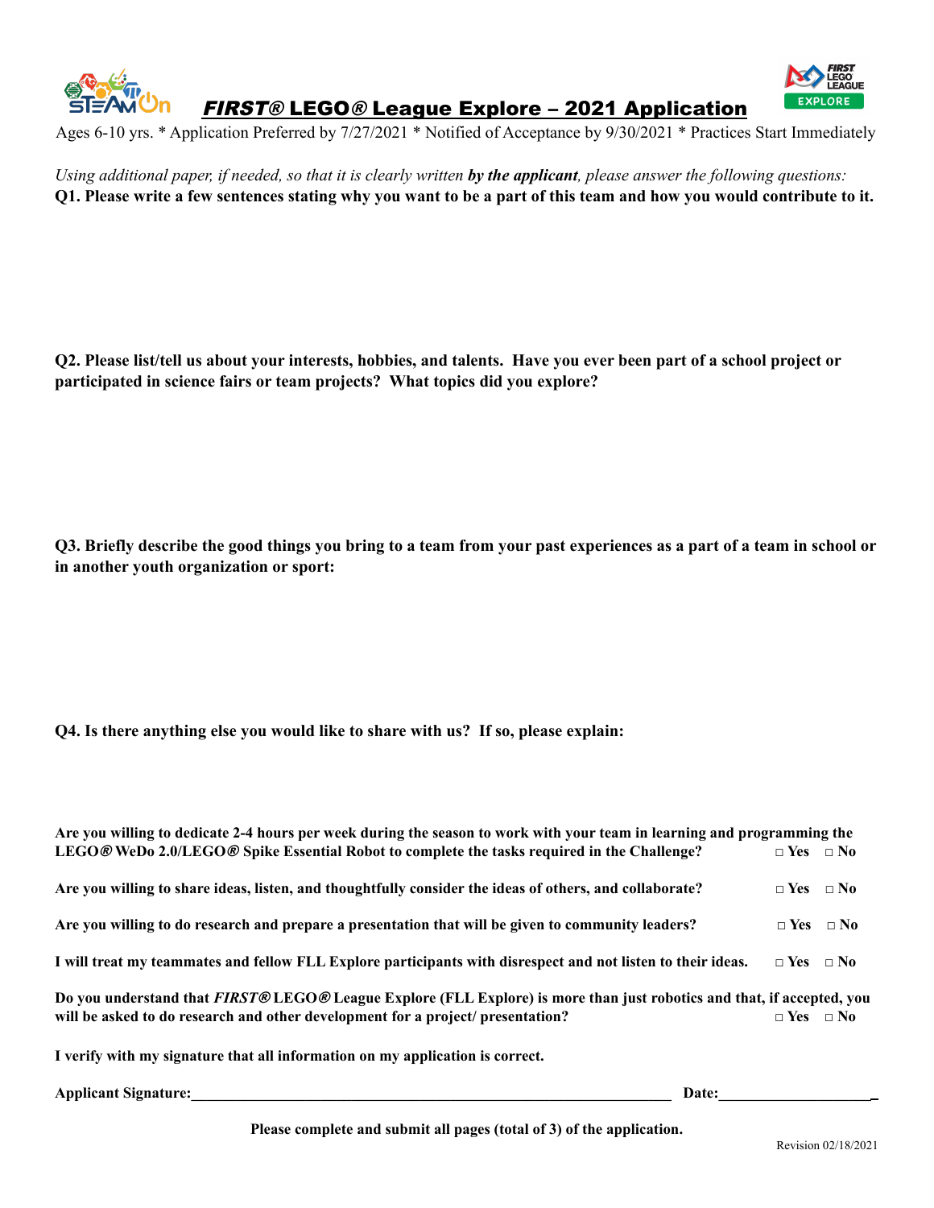# *FIRST*® LEGO® League Explore – 2021 Application

Ages 6-10 yrs. * Application Preferred by 7/27/2021 * Notified of Acceptance by 9/30/2021 * Practices Start Immediately

*Using additional paper, if needed, so that it is clearly written **by the applicant**, please answer the following questions:*

**Q1. Please write a few sentences stating why you want to be a part of this team and how you would contribute to it.**

**Q2. Please list/tell us about your interests, hobbies, and talents. Have you ever been part of a school project or participated in science fairs or team projects? What topics did you explore?**

**Q3. Briefly describe the good things you bring to a team from your past experiences as a part of a team in school or in another youth organization or sport:**

**Q4. Is there anything else you would like to share with us? If so, please explain:**

**Are you willing to dedicate 2-4 hours per week during the season to work with your team in learning and programming the LEGO® WeDo 2.0/LEGO® Spike Essential Robot to complete the tasks required in the Challenge?** □ Yes □ No

**Are you willing to share ideas, listen, and thoughtfully consider the ideas of others, and collaborate?** □ Yes □ No

**Are you willing to do research and prepare a presentation that will be given to community leaders?** □ Yes □ No

**I will treat my teammates and fellow FLL Explore participants with disrespect and not listen to their ideas.** □ Yes □ No

**Do you understand that *FIRST*® LEGO® League Explore (FLL Explore) is more than just robotics and that, if accepted, you will be asked to do research and other development for a project/ presentation?** □ Yes □ No

**I verify with my signature that all information on my application is correct.**

**Applicant Signature:**_______________________________________________ **Date:**____________________

**Please complete and submit all pages (total of 3) of the application.**

Revision 02/18/2021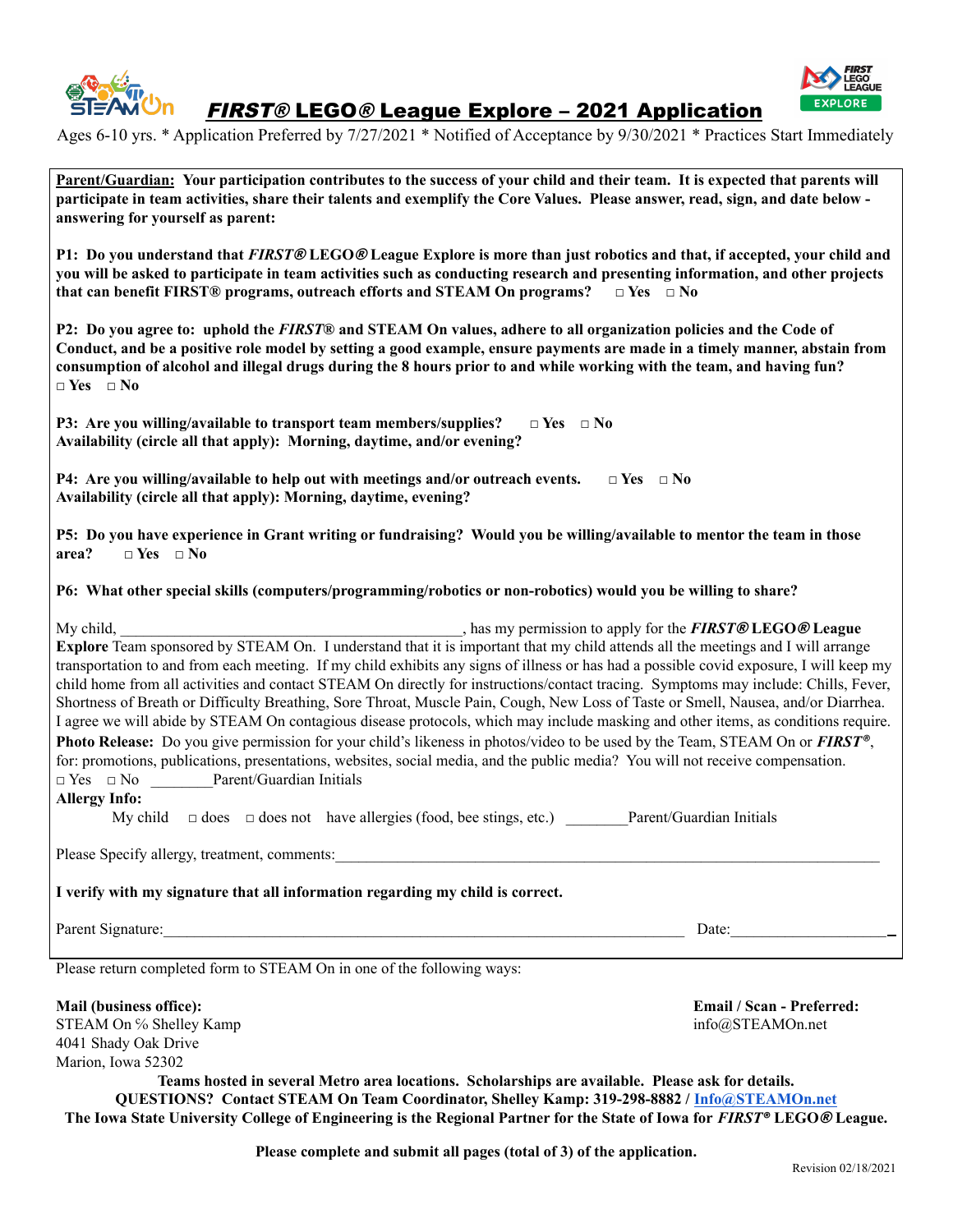# *FIRST*® LEGO® League Explore – 2021 Application

Ages 6-10 yrs. * Application Preferred by 7/27/2021 * Notified of Acceptance by 9/30/2021 * Practices Start Immediately

**Parent/Guardian: Your participation contributes to the success of your child and their team. It is expected that parents will participate in team activities, share their talents and exemplify the Core Values. Please answer, read, sign, and date below - answering for yourself as parent:**

**P1: Do you understand that *FIRST*® LEGO® League Explore is more than just robotics and that, if accepted, your child and you will be asked to participate in team activities such as conducting research and presenting information, and other projects that can benefit FIRST® programs, outreach efforts and STEAM On programs?** □ Yes □ No

**P2: Do you agree to: uphold the *FIRST*® and STEAM On values, adhere to all organization policies and the Code of Conduct, and be a positive role model by setting a good example, ensure payments are made in a timely manner, abstain from consumption of alcohol and illegal drugs during the 8 hours prior to and while working with the team, and having fun?**
□ Yes □ No

**P3: Are you willing/available to transport team members/supplies?** □ Yes □ No
**Availability (circle all that apply): Morning, daytime, and/or evening?**

**P4: Are you willing/available to help out with meetings and/or outreach events.** □ Yes □ No
**Availability (circle all that apply): Morning, daytime, evening?**

**P5: Do you have experience in Grant writing or fundraising? Would you be willing/available to mentor the team in those area?** □ Yes □ No

**P6: What other special skills (computers/programming/robotics or non-robotics) would you be willing to share?**

My child, ______________________________________________, has my permission to apply for the ***FIRST*® LEGO® League Explore** Team sponsored by STEAM On. I understand that it is important that my child attends all the meetings and I will arrange transportation to and from each meeting. If my child exhibits any signs of illness or has had a possible covid exposure, I will keep my child home from all activities and contact STEAM On directly for instructions/contact tracing. Symptoms may include: Chills, Fever, Shortness of Breath or Difficulty Breathing, Sore Throat, Muscle Pain, Cough, New Loss of Taste or Smell, Nausea, and/or Diarrhea. I agree we will abide by STEAM On contagious disease protocols, which may include masking and other items, as conditions require.

**Photo Release:** Do you give permission for your child's likeness in photos/video to be used by the Team, STEAM On or ***FIRST*®**, for: promotions, publications, presentations, websites, social media, and the public media? You will not receive compensation.
□ Yes □ No ________Parent/Guardian Initials

**Allergy Info:**

My child □ does □ does not have allergies (food, bee stings, etc.) ________Parent/Guardian Initials

Please Specify allergy, treatment, comments:__________________________________________________________________________

**I verify with my signature that all information regarding my child is correct.**

Parent Signature:______________________________________________________________________ Date:____________________

Please return completed form to STEAM On in one of the following ways:

**Mail (business office):**
STEAM On ℅ Shelley Kamp
4041 Shady Oak Drive
Marion, Iowa 52302

**Email / Scan - Preferred:**
info@STEAMOn.net

**Teams hosted in several Metro area locations. Scholarships are available. Please ask for details.**
**QUESTIONS? Contact STEAM On Team Coordinator, Shelley Kamp: 319-298-8882 / Info@STEAMOn.net**
**The Iowa State University College of Engineering is the Regional Partner for the State of Iowa for *FIRST*® LEGO® League.**

**Please complete and submit all pages (total of 3) of the application.**

Revision 02/18/2021